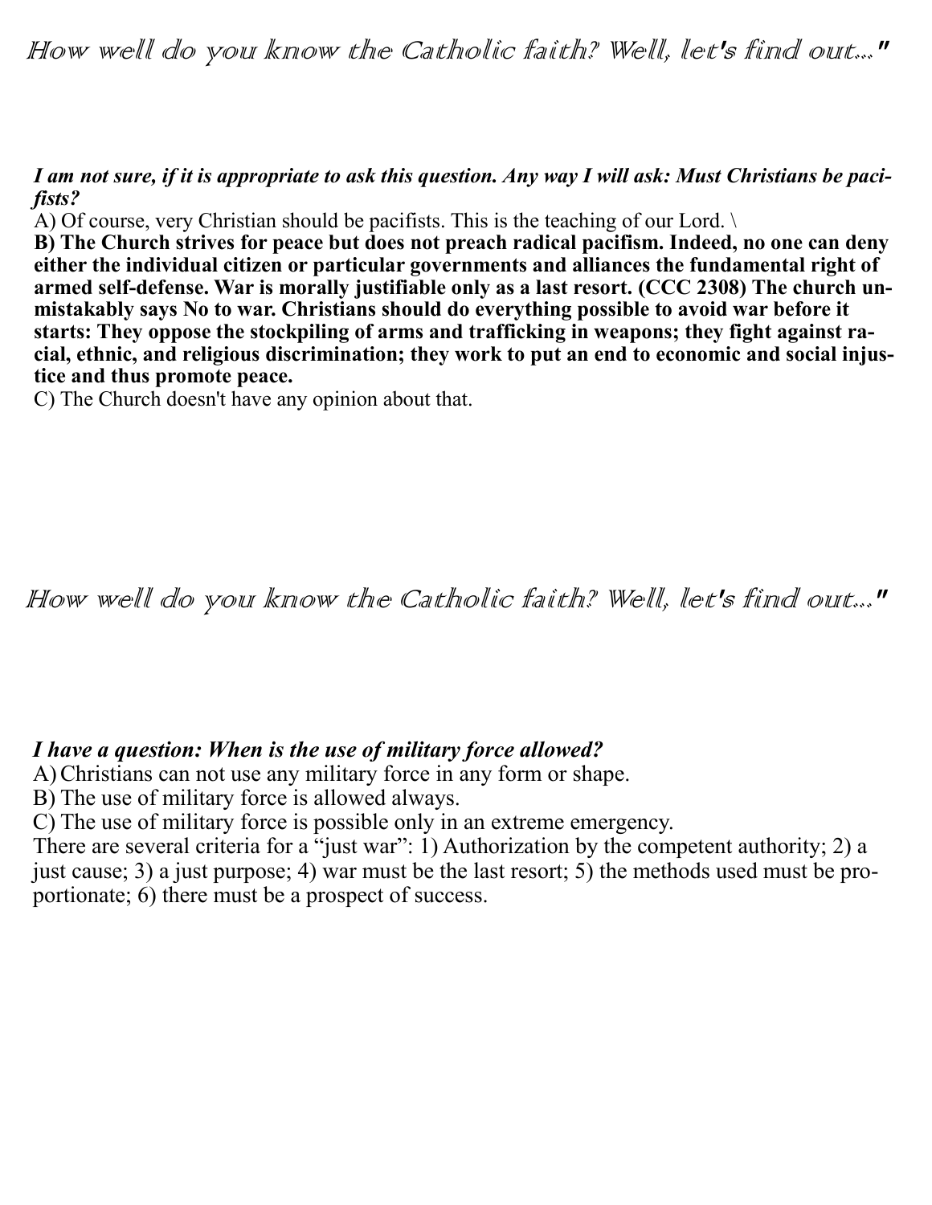*How well do you know the Catholic faith? Well, let's find out..."*

***I am not sure, if it is appropriate to ask this question. Any way I will ask: Must Christians be pacifists?***

A) Of course, very Christian should be pacifists. This is the teaching of our Lord. \

**B) The Church strives for peace but does not preach radical pacifism. Indeed, no one can deny either the individual citizen or particular governments and alliances the fundamental right of armed self-defense. War is morally justifiable only as a last resort. (CCC 2308) The church unmistakably says No to war. Christians should do everything possible to avoid war before it starts: They oppose the stockpiling of arms and trafficking in weapons; they fight against racial, ethnic, and religious discrimination; they work to put an end to economic and social injustice and thus promote peace.**

C) The Church doesn't have any opinion about that.

*How well do you know the Catholic faith? Well, let's find out..."*

***I have a question: When is the use of military force allowed?***

A) Christians can not use any military force in any form or shape.

B) The use of military force is allowed always.

C) The use of military force is possible only in an extreme emergency.

There are several criteria for a "just war": 1) Authorization by the competent authority; 2) a just cause; 3) a just purpose; 4) war must be the last resort; 5) the methods used must be proportionate; 6) there must be a prospect of success.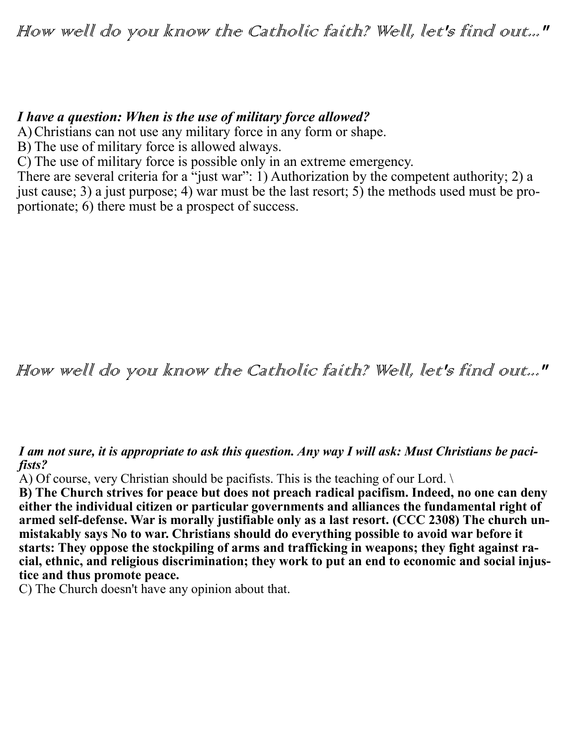*How well do you know the Catholic faith? Well, let's find out..."*

***I have a question: When is the use of military force allowed?***

A) Christians can not use any military force in any form or shape.
B) The use of military force is allowed always.
C) The use of military force is possible only in an extreme emergency.
There are several criteria for a “just war”: 1) Authorization by the competent authority; 2) a just cause; 3) a just purpose; 4) war must be the last resort; 5) the methods used must be proportionate; 6) there must be a prospect of success.

*How well do you know the Catholic faith? Well, let's find out..."*

***I am not sure, it is appropriate to ask this question. Any way I will ask: Must Christians be pacifists?***

A) Of course, very Christian should be pacifists. This is the teaching of our Lord. \
**B) The Church strives for peace but does not preach radical pacifism. Indeed, no one can deny either the individual citizen or particular governments and alliances the fundamental right of armed self-defense. War is morally justifiable only as a last resort. (CCC 2308) The church unmistakably says No to war. Christians should do everything possible to avoid war before it starts: They oppose the stockpiling of arms and trafficking in weapons; they fight against racial, ethnic, and religious discrimination; they work to put an end to economic and social injustice and thus promote peace.**
C) The Church doesn't have any opinion about that.